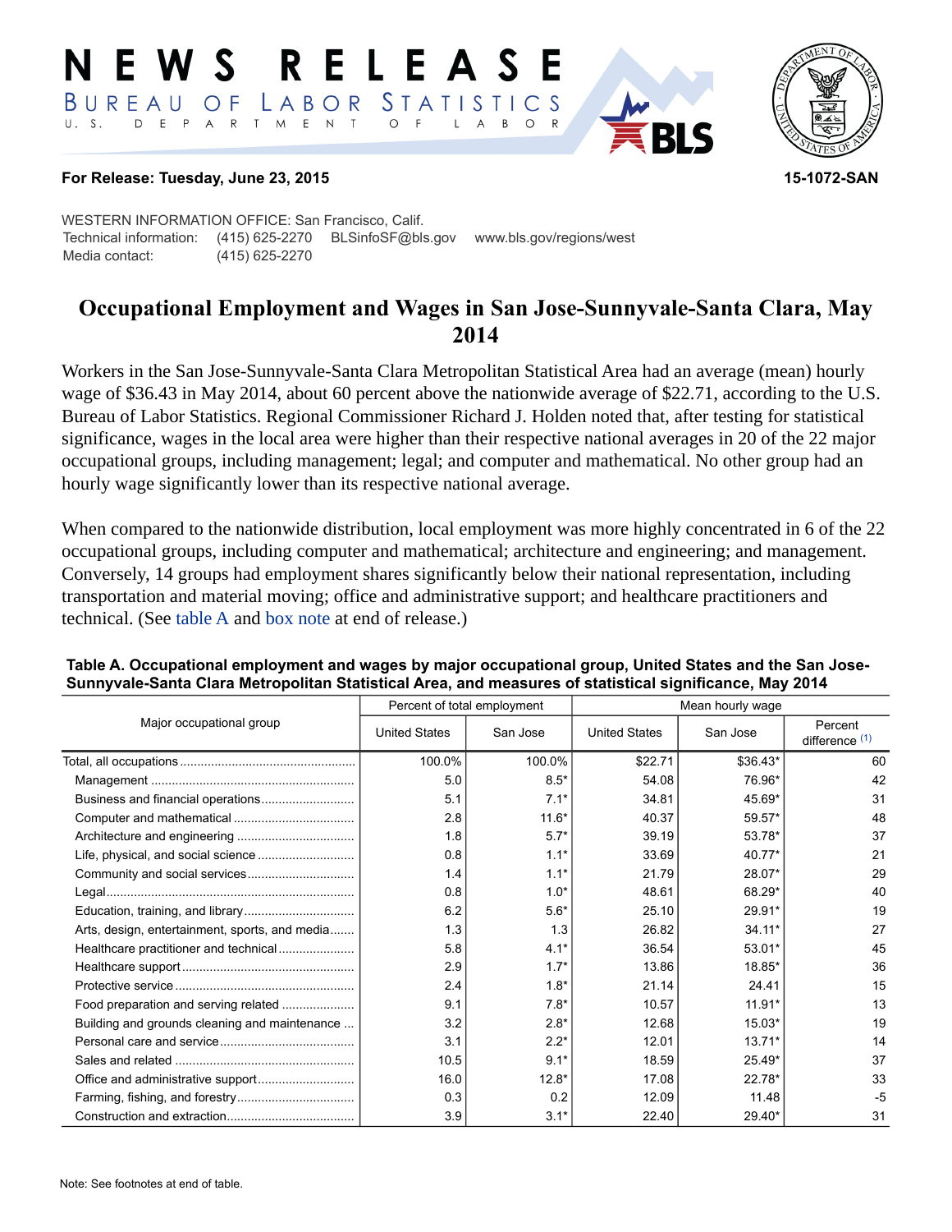# NEWS RELEASE

BUREAU OF LABOR STATISTICS

U. S. DEPARTMENT OF LABOR

**For Release: Tuesday, June 23, 2015** **15-1072-SAN**

WESTERN INFORMATION OFFICE: San Francisco, Calif.
Technical information: (415) 625-2270 BLSinfoSF@bls.gov www.bls.gov/regions/west
Media contact: (415) 625-2270

## Occupational Employment and Wages in San Jose-Sunnyvale-Santa Clara, May 2014

Workers in the San Jose-Sunnyvale-Santa Clara Metropolitan Statistical Area had an average (mean) hourly wage of $36.43 in May 2014, about 60 percent above the nationwide average of $22.71, according to the U.S. Bureau of Labor Statistics. Regional Commissioner Richard J. Holden noted that, after testing for statistical significance, wages in the local area were higher than their respective national averages in 20 of the 22 major occupational groups, including management; legal; and computer and mathematical. No other group had an hourly wage significantly lower than its respective national average.

When compared to the nationwide distribution, local employment was more highly concentrated in 6 of the 22 occupational groups, including computer and mathematical; architecture and engineering; and management. Conversely, 14 groups had employment shares significantly below their national representation, including transportation and material moving; office and administrative support; and healthcare practitioners and technical. (See table A and box note at end of release.)

**Table A. Occupational employment and wages by major occupational group, United States and the San Jose-Sunnyvale-Santa Clara Metropolitan Statistical Area, and measures of statistical significance, May 2014**

| Major occupational group | Percent of total employment | | Mean hourly wage | | |
|---|---|---|---|---|---|
| | United States | San Jose | United States | San Jose | Percent difference (1) |
| Total, all occupations | 100.0% | 100.0% | $22.71 | $36.43* | 60 |
| Management | 5.0 | 8.5* | 54.08 | 76.96* | 42 |
| Business and financial operations | 5.1 | 7.1* | 34.81 | 45.69* | 31 |
| Computer and mathematical | 2.8 | 11.6* | 40.37 | 59.57* | 48 |
| Architecture and engineering | 1.8 | 5.7* | 39.19 | 53.78* | 37 |
| Life, physical, and social science | 0.8 | 1.1* | 33.69 | 40.77* | 21 |
| Community and social services | 1.4 | 1.1* | 21.79 | 28.07* | 29 |
| Legal | 0.8 | 1.0* | 48.61 | 68.29* | 40 |
| Education, training, and library | 6.2 | 5.6* | 25.10 | 29.91* | 19 |
| Arts, design, entertainment, sports, and media | 1.3 | 1.3 | 26.82 | 34.11* | 27 |
| Healthcare practitioner and technical | 5.8 | 4.1* | 36.54 | 53.01* | 45 |
| Healthcare support | 2.9 | 1.7* | 13.86 | 18.85* | 36 |
| Protective service | 2.4 | 1.8* | 21.14 | 24.41 | 15 |
| Food preparation and serving related | 9.1 | 7.8* | 10.57 | 11.91* | 13 |
| Building and grounds cleaning and maintenance | 3.2 | 2.8* | 12.68 | 15.03* | 19 |
| Personal care and service | 3.1 | 2.2* | 12.01 | 13.71* | 14 |
| Sales and related | 10.5 | 9.1* | 18.59 | 25.49* | 37 |
| Office and administrative support | 16.0 | 12.8* | 17.08 | 22.78* | 33 |
| Farming, fishing, and forestry | 0.3 | 0.2 | 12.09 | 11.48 | -5 |
| Construction and extraction | 3.9 | 3.1* | 22.40 | 29.40* | 31 |

Note: See footnotes at end of table.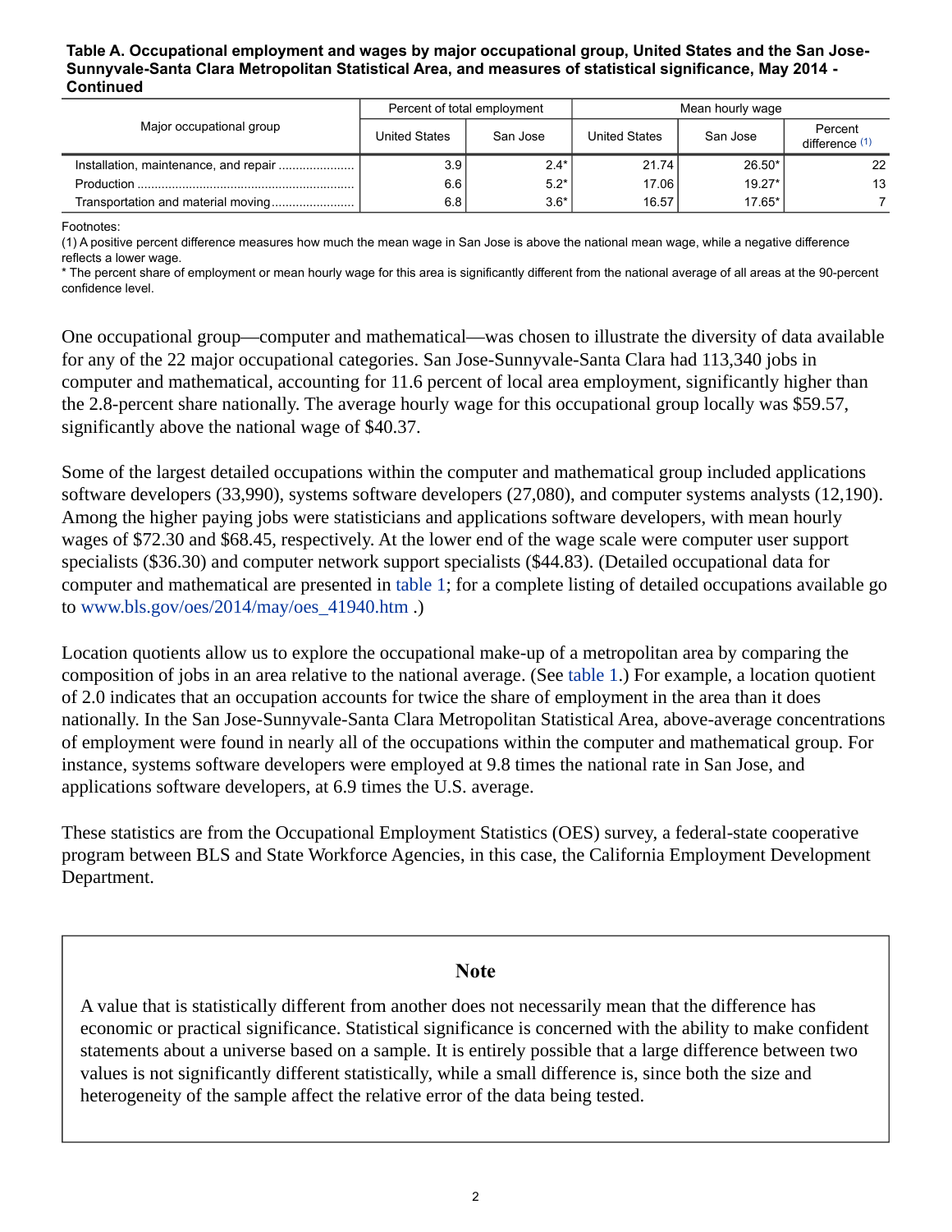**Table A. Occupational employment and wages by major occupational group, United States and the San Jose-Sunnyvale-Santa Clara Metropolitan Statistical Area, and measures of statistical significance, May 2014 - Continued**

| Major occupational group | Percent of total employment | | Mean hourly wage | | |
|---|---|---|---|---|---|
| | United States | San Jose | United States | San Jose | Percent difference (1) |
| Installation, maintenance, and repair | 3.9 | 2.4* | 21.74 | 26.50* | 22 |
| Production | 6.6 | 5.2* | 17.06 | 19.27* | 13 |
| Transportation and material moving | 6.8 | 3.6* | 16.57 | 17.65* | 7 |

Footnotes:
(1) A positive percent difference measures how much the mean wage in San Jose is above the national mean wage, while a negative difference reflects a lower wage.
* The percent share of employment or mean hourly wage for this area is significantly different from the national average of all areas at the 90-percent confidence level.

One occupational group—computer and mathematical—was chosen to illustrate the diversity of data available for any of the 22 major occupational categories. San Jose-Sunnyvale-Santa Clara had 113,340 jobs in computer and mathematical, accounting for 11.6 percent of local area employment, significantly higher than the 2.8-percent share nationally. The average hourly wage for this occupational group locally was $59.57, significantly above the national wage of $40.37.

Some of the largest detailed occupations within the computer and mathematical group included applications software developers (33,990), systems software developers (27,080), and computer systems analysts (12,190). Among the higher paying jobs were statisticians and applications software developers, with mean hourly wages of $72.30 and $68.45, respectively. At the lower end of the wage scale were computer user support specialists ($36.30) and computer network support specialists ($44.83). (Detailed occupational data for computer and mathematical are presented in table 1; for a complete listing of detailed occupations available go to www.bls.gov/oes/2014/may/oes_41940.htm .)

Location quotients allow us to explore the occupational make-up of a metropolitan area by comparing the composition of jobs in an area relative to the national average. (See table 1.) For example, a location quotient of 2.0 indicates that an occupation accounts for twice the share of employment in the area than it does nationally. In the San Jose-Sunnyvale-Santa Clara Metropolitan Statistical Area, above-average concentrations of employment were found in nearly all of the occupations within the computer and mathematical group. For instance, systems software developers were employed at 9.8 times the national rate in San Jose, and applications software developers, at 6.9 times the U.S. average.

These statistics are from the Occupational Employment Statistics (OES) survey, a federal-state cooperative program between BLS and State Workforce Agencies, in this case, the California Employment Development Department.

### Note

A value that is statistically different from another does not necessarily mean that the difference has economic or practical significance. Statistical significance is concerned with the ability to make confident statements about a universe based on a sample. It is entirely possible that a large difference between two values is not significantly different statistically, while a small difference is, since both the size and heterogeneity of the sample affect the relative error of the data being tested.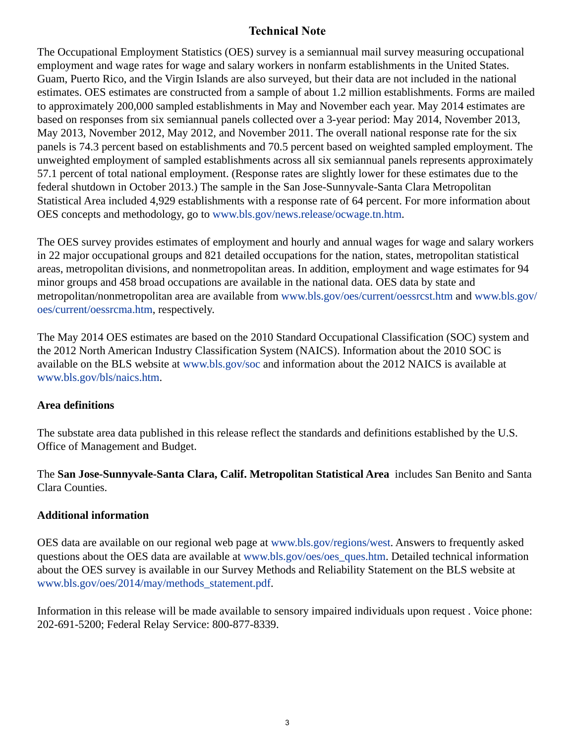# Technical Note

The Occupational Employment Statistics (OES) survey is a semiannual mail survey measuring occupational employment and wage rates for wage and salary workers in nonfarm establishments in the United States. Guam, Puerto Rico, and the Virgin Islands are also surveyed, but their data are not included in the national estimates. OES estimates are constructed from a sample of about 1.2 million establishments. Forms are mailed to approximately 200,000 sampled establishments in May and November each year. May 2014 estimates are based on responses from six semiannual panels collected over a 3-year period: May 2014, November 2013, May 2013, November 2012, May 2012, and November 2011. The overall national response rate for the six panels is 74.3 percent based on establishments and 70.5 percent based on weighted sampled employment. The unweighted employment of sampled establishments across all six semiannual panels represents approximately 57.1 percent of total national employment. (Response rates are slightly lower for these estimates due to the federal shutdown in October 2013.) The sample in the San Jose-Sunnyvale-Santa Clara Metropolitan Statistical Area included 4,929 establishments with a response rate of 64 percent. For more information about OES concepts and methodology, go to www.bls.gov/news.release/ocwage.tn.htm.

The OES survey provides estimates of employment and hourly and annual wages for wage and salary workers in 22 major occupational groups and 821 detailed occupations for the nation, states, metropolitan statistical areas, metropolitan divisions, and nonmetropolitan areas. In addition, employment and wage estimates for 94 minor groups and 458 broad occupations are available in the national data. OES data by state and metropolitan/nonmetropolitan area are available from www.bls.gov/oes/current/oessrcst.htm and www.bls.gov/oes/current/oessrcma.htm, respectively.

The May 2014 OES estimates are based on the 2010 Standard Occupational Classification (SOC) system and the 2012 North American Industry Classification System (NAICS). Information about the 2010 SOC is available on the BLS website at www.bls.gov/soc and information about the 2012 NAICS is available at www.bls.gov/bls/naics.htm.

## Area definitions

The substate area data published in this release reflect the standards and definitions established by the U.S. Office of Management and Budget.

The **San Jose-Sunnyvale-Santa Clara, Calif. Metropolitan Statistical Area** includes San Benito and Santa Clara Counties.

## Additional information

OES data are available on our regional web page at www.bls.gov/regions/west. Answers to frequently asked questions about the OES data are available at www.bls.gov/oes/oes_ques.htm. Detailed technical information about the OES survey is available in our Survey Methods and Reliability Statement on the BLS website at www.bls.gov/oes/2014/may/methods_statement.pdf.

Information in this release will be made available to sensory impaired individuals upon request . Voice phone: 202-691-5200; Federal Relay Service: 800-877-8339.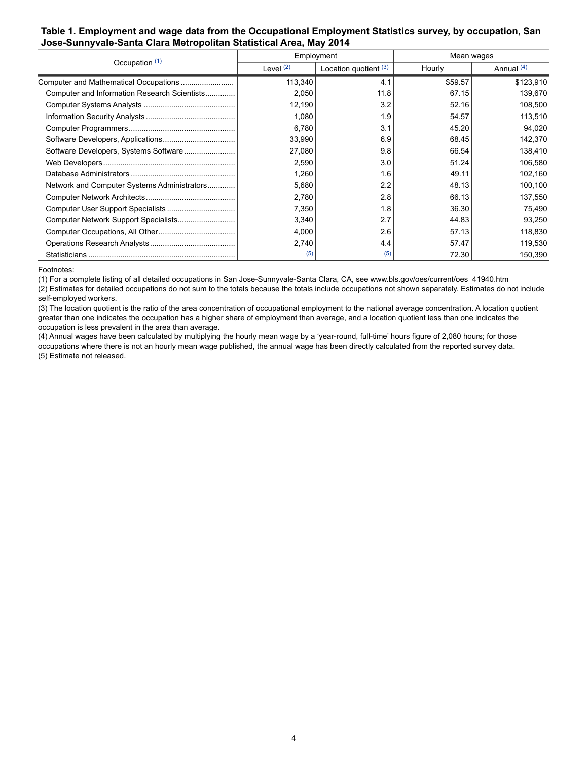**Table 1. Employment and wage data from the Occupational Employment Statistics survey, by occupation, San Jose-Sunnyvale-Santa Clara Metropolitan Statistical Area, May 2014**

| Occupation [(1)] | Employment | | Mean wages | |
|---|---|---|---|---|
| | Level [(2)] | Location quotient [(3)] | Hourly | Annual [(4)] |
| Computer and Mathematical Occupations | 113,340 | 4.1 | $59.57 | $123,910 |
| Computer and Information Research Scientists | 2,050 | 11.8 | 67.15 | 139,670 |
| Computer Systems Analysts | 12,190 | 3.2 | 52.16 | 108,500 |
| Information Security Analysts | 1,080 | 1.9 | 54.57 | 113,510 |
| Computer Programmers | 6,780 | 3.1 | 45.20 | 94,020 |
| Software Developers, Applications | 33,990 | 6.9 | 68.45 | 142,370 |
| Software Developers, Systems Software | 27,080 | 9.8 | 66.54 | 138,410 |
| Web Developers | 2,590 | 3.0 | 51.24 | 106,580 |
| Database Administrators | 1,260 | 1.6 | 49.11 | 102,160 |
| Network and Computer Systems Administrators | 5,680 | 2.2 | 48.13 | 100,100 |
| Computer Network Architects | 2,780 | 2.8 | 66.13 | 137,550 |
| Computer User Support Specialists | 7,350 | 1.8 | 36.30 | 75,490 |
| Computer Network Support Specialists | 3,340 | 2.7 | 44.83 | 93,250 |
| Computer Occupations, All Other | 4,000 | 2.6 | 57.13 | 118,830 |
| Operations Research Analysts | 2,740 | 4.4 | 57.47 | 119,530 |
| Statisticians | (5) | (5) | 72.30 | 150,390 |

Footnotes:

(1) For a complete listing of all detailed occupations in San Jose-Sunnyvale-Santa Clara, CA, see www.bls.gov/oes/current/oes_41940.htm

(2) Estimates for detailed occupations do not sum to the totals because the totals include occupations not shown separately. Estimates do not include self-employed workers.

(3) The location quotient is the ratio of the area concentration of occupational employment to the national average concentration. A location quotient greater than one indicates the occupation has a higher share of employment than average, and a location quotient less than one indicates the occupation is less prevalent in the area than average.

(4) Annual wages have been calculated by multiplying the hourly mean wage by a 'year-round, full-time' hours figure of 2,080 hours; for those occupations where there is not an hourly mean wage published, the annual wage has been directly calculated from the reported survey data.

(5) Estimate not released.